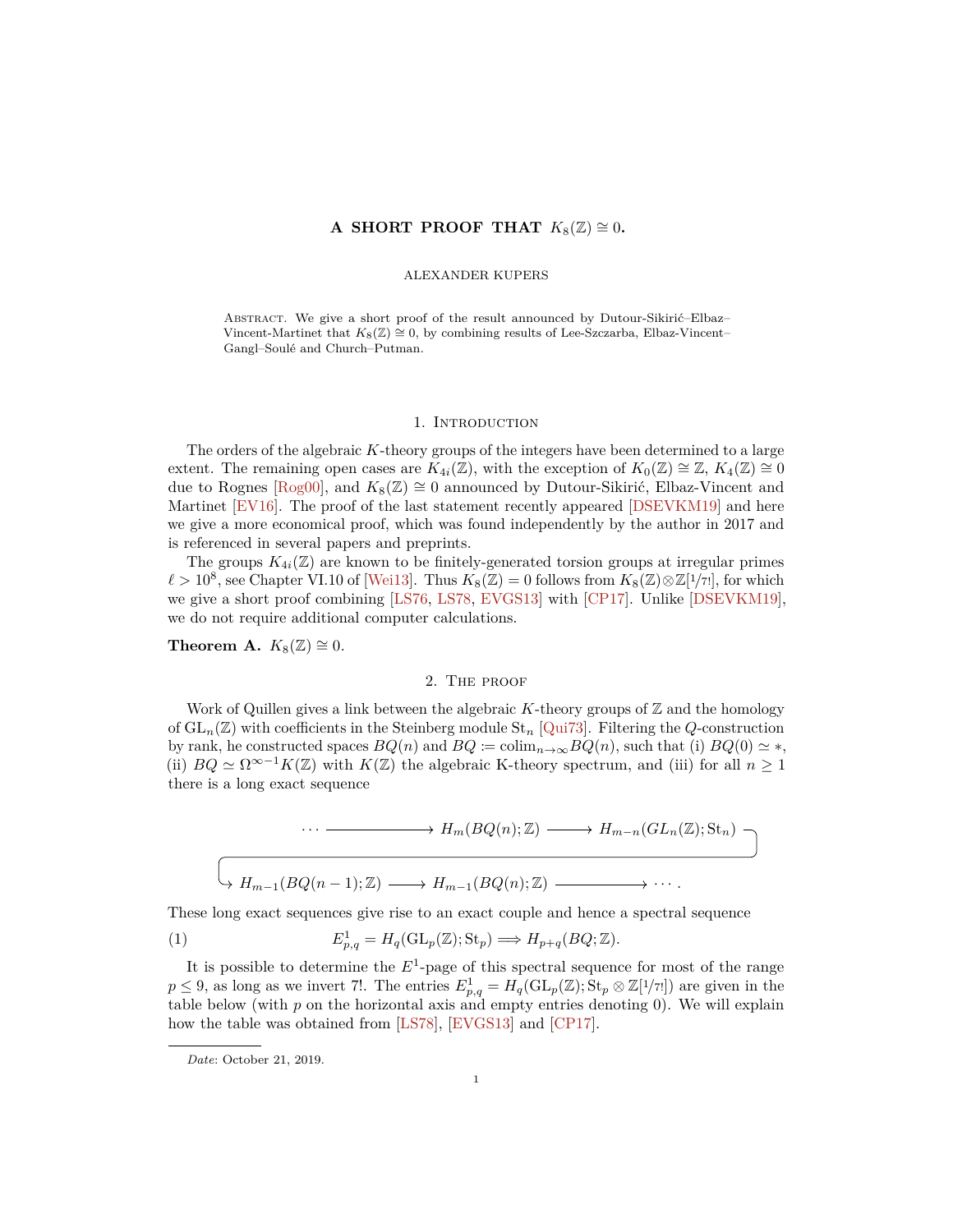# A SHORT PROOF THAT $K_8(\mathbb{Z}) \cong 0$.

ALEXANDER KUPERS

Abstract. We give a short proof of the result announced by Dutour-Sikirić–Elbaz-Vincent-Martinet that $K_8(\mathbb{Z}) \cong 0$, by combining results of Lee-Szczarba, Elbaz-Vincent–Gangl–Soulé and Church–Putman.

## 1. Introduction

The orders of the algebraic $K$-theory groups of the integers have been determined to a large extent. The remaining open cases are $K_{4i}(\mathbb{Z})$, with the exception of $K_0(\mathbb{Z}) \cong \mathbb{Z}$, $K_4(\mathbb{Z}) \cong 0$ due to Rognes [Rog00], and $K_8(\mathbb{Z}) \cong 0$ announced by Dutour-Sikirić, Elbaz-Vincent and Martinet [EV16]. The proof of the last statement recently appeared [DSEVKM19] and here we give a more economical proof, which was found independently by the author in 2017 and is referenced in several papers and preprints.

The groups $K_{4i}(\mathbb{Z})$ are known to be finitely-generated torsion groups at irregular primes $\ell > 10^8$, see Chapter VI.10 of [Wei13]. Thus $K_8(\mathbb{Z}) = 0$ follows from $K_8(\mathbb{Z}) \otimes \mathbb{Z}[1/7!]$, for which we give a short proof combining [LS76, LS78, EVGS13] with [CP17]. Unlike [DSEVKM19], we do not require additional computer calculations.

**Theorem A.** $K_8(\mathbb{Z}) \cong 0$.

## 2. The proof

Work of Quillen gives a link between the algebraic $K$-theory groups of $\mathbb{Z}$ and the homology of $\mathrm{GL}_n(\mathbb{Z})$ with coefficients in the Steinberg module $\mathrm{St}_n$ [Qui73]. Filtering the $Q$-construction by rank, he constructed spaces $BQ(n)$ and $BQ \coloneqq \mathrm{colim}_{n \to \infty} BQ(n)$, such that (i) $BQ(0) \simeq *$, (ii) $BQ \simeq \Omega^{\infty-1} K(\mathbb{Z})$ with $K(\mathbb{Z})$ the algebraic K-theory spectrum, and (iii) for all $n \geq 1$ there is a long exact sequence

$$\cdots \longrightarrow H_m(BQ(n);\mathbb{Z}) \longrightarrow H_{m-n}(GL_n(\mathbb{Z});\mathrm{St}_n) \longrightarrow H_{m-1}(BQ(n-1);\mathbb{Z}) \longrightarrow H_{m-1}(BQ(n);\mathbb{Z}) \longrightarrow \cdots.$$

These long exact sequences give rise to an exact couple and hence a spectral sequence

$$E^1_{p,q} = H_q(\mathrm{GL}_p(\mathbb{Z});\mathrm{St}_p) \Longrightarrow H_{p+q}(BQ;\mathbb{Z}). \tag{1}$$

It is possible to determine the $E^1$-page of this spectral sequence for most of the range $p \leq 9$, as long as we invert 7!. The entries $E^1_{p,q} = H_q(\mathrm{GL}_p(\mathbb{Z});\mathrm{St}_p \otimes \mathbb{Z}[1/7!])$ are given in the table below (with $p$ on the horizontal axis and empty entries denoting 0). We will explain how the table was obtained from [LS78], [EVGS13] and [CP17].

*Date*: October 21, 2019.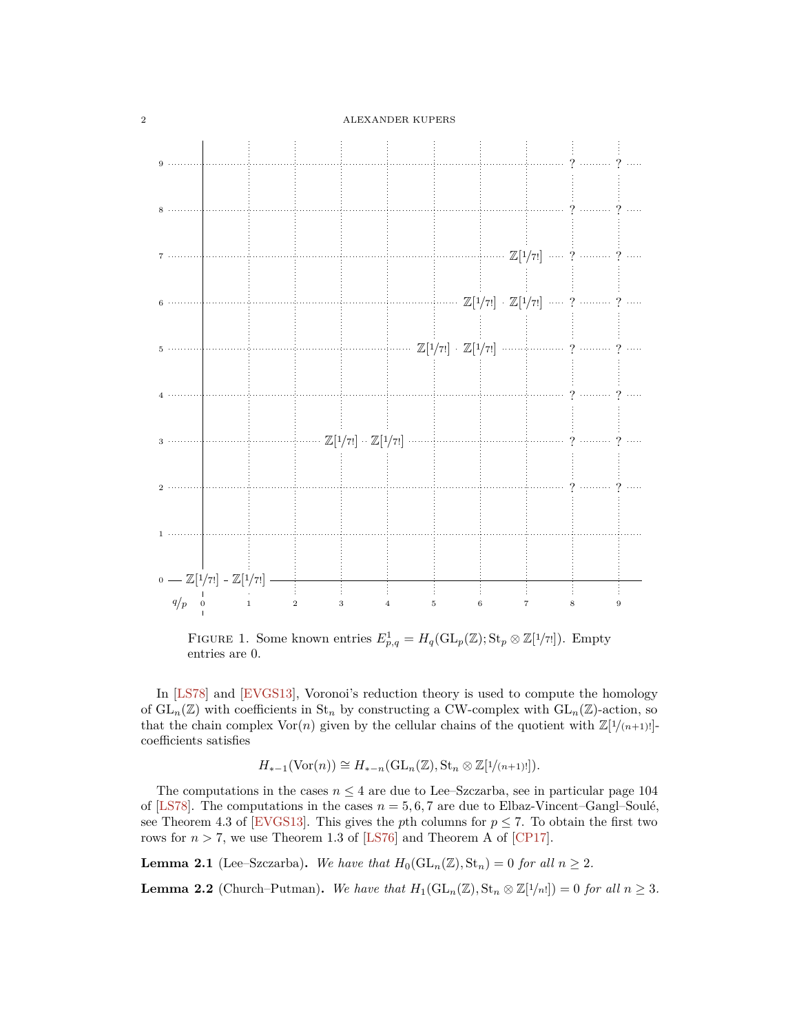| $q \backslash p$ | 0 | 1 | 2 | 3 | 4 | 5 | 6 | 7 | 8 | 9 |
|---|---|---|---|---|---|---|---|---|---|---|
| 9 | | | | | | | | | ? | ? |
| 8 | | | | | | | | | ? | ? |
| 7 | | | | | | | | $\mathbb{Z}[1/7!]$ | ? | ? |
| 6 | | | | | | | $\mathbb{Z}[1/7!]$ | $\mathbb{Z}[1/7!]$ | ? | ? |
| 5 | | | | | | $\mathbb{Z}[1/7!]$ | $\mathbb{Z}[1/7!]$ | | ? | ? |
| 4 | | | | | | | | | ? | ? |
| 3 | | | | $\mathbb{Z}[1/7!]$ | $\mathbb{Z}[1/7!]$ | | | | ? | ? |
| 2 | | | | | | | | | ? | ? |
| 1 | | | | | | | | | | |
| 0 | $\mathbb{Z}[1/7!]$ | $\mathbb{Z}[1/7!]$ | | | | | | | | |

FIGURE 1. Some known entries $E^1_{p,q} = H_q(\mathrm{GL}_p(\mathbb{Z}); \mathrm{St}_p \otimes \mathbb{Z}[1/7!])$. Empty entries are 0.

In [LS78] and [EVGS13], Voronoi's reduction theory is used to compute the homology of $\mathrm{GL}_n(\mathbb{Z})$ with coefficients in $\mathrm{St}_n$ by constructing a CW-complex with $\mathrm{GL}_n(\mathbb{Z})$-action, so that the chain complex $\mathrm{Vor}(n)$ given by the cellular chains of the quotient with $\mathbb{Z}[1/(n+1)!]$-coefficients satisfies

$$H_{*-1}(\mathrm{Vor}(n)) \cong H_{*-n}(\mathrm{GL}_n(\mathbb{Z}), \mathrm{St}_n \otimes \mathbb{Z}[1/(n+1)!]).$$

The computations in the cases $n \leq 4$ are due to Lee–Szczarba, see in particular page 104 of [LS78]. The computations in the cases $n = 5, 6, 7$ are due to Elbaz-Vincent–Gangl–Soulé, see Theorem 4.3 of [EVGS13]. This gives the $p$th columns for $p \leq 7$. To obtain the first two rows for $n > 7$, we use Theorem 1.3 of [LS76] and Theorem A of [CP17].

**Lemma 2.1** (Lee–Szczarba)**.** *We have that* $H_0(\mathrm{GL}_n(\mathbb{Z}), \mathrm{St}_n) = 0$ *for all* $n \geq 2$.

**Lemma 2.2** (Church–Putman)**.** *We have that* $H_1(\mathrm{GL}_n(\mathbb{Z}), \mathrm{St}_n \otimes \mathbb{Z}[1/n!]) = 0$ *for all* $n \geq 3$.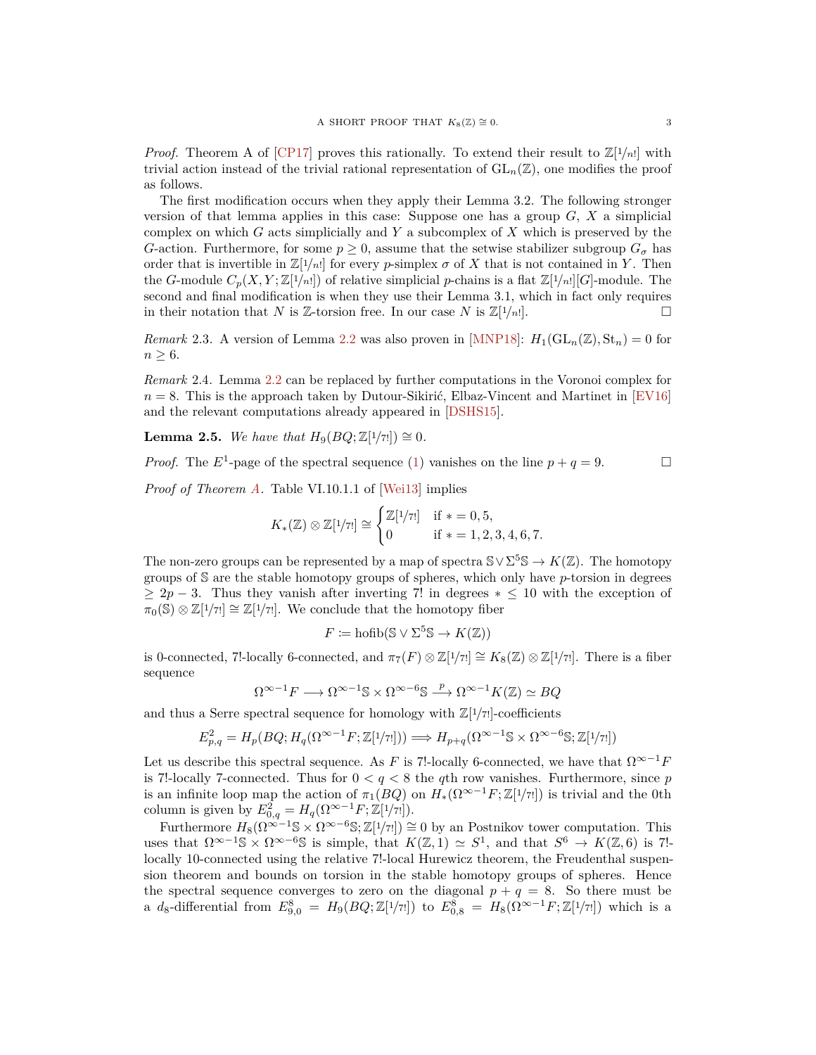*Proof.* Theorem A of [CP17] proves this rationally. To extend their result to $\mathbb{Z}[1/n!]$ with trivial action instead of the trivial rational representation of $\mathrm{GL}_n(\mathbb{Z})$, one modifies the proof as follows.

The first modification occurs when they apply their Lemma 3.2. The following stronger version of that lemma applies in this case: Suppose one has a group $G$, $X$ a simplicial complex on which $G$ acts simplicially and $Y$ a subcomplex of $X$ which is preserved by the $G$-action. Furthermore, for some $p \geq 0$, assume that the setwise stabilizer subgroup $G_\sigma$ has order that is invertible in $\mathbb{Z}[1/n!]$ for every $p$-simplex $\sigma$ of $X$ that is not contained in $Y$. Then the $G$-module $C_p(X, Y; \mathbb{Z}[1/n!])$ of relative simplicial $p$-chains is a flat $\mathbb{Z}[1/n!][G]$-module. The second and final modification is when they use their Lemma 3.1, which in fact only requires in their notation that $N$ is $\mathbb{Z}$-torsion free. In our case $N$ is $\mathbb{Z}[1/n!]$. □

*Remark* 2.3. A version of Lemma 2.2 was also proven in [MNP18]: $H_1(\mathrm{GL}_n(\mathbb{Z}), \mathrm{St}_n) = 0$ for $n \geq 6$.

*Remark* 2.4. Lemma 2.2 can be replaced by further computations in the Voronoi complex for $n = 8$. This is the approach taken by Dutour-Sikirić, Elbaz-Vincent and Martinet in [EV16] and the relevant computations already appeared in [DSHS15].

**Lemma 2.5.** *We have that* $H_9(BQ; \mathbb{Z}[1/7!]) \cong 0$.

*Proof.* The $E^1$-page of the spectral sequence (1) vanishes on the line $p + q = 9$. □

*Proof of Theorem A.* Table VI.10.1.1 of [Wei13] implies

$$K_*(\mathbb{Z}) \otimes \mathbb{Z}[1/7!] \cong \begin{cases} \mathbb{Z}[1/7!] & \text{if } * = 0, 5, \\ 0 & \text{if } * = 1, 2, 3, 4, 6, 7. \end{cases}$$

The non-zero groups can be represented by a map of spectra $\mathbb{S} \vee \Sigma^5 \mathbb{S} \to K(\mathbb{Z})$. The homotopy groups of $\mathbb{S}$ are the stable homotopy groups of spheres, which only have $p$-torsion in degrees $\geq 2p - 3$. Thus they vanish after inverting $7!$ in degrees $* \leq 10$ with the exception of $\pi_0(\mathbb{S}) \otimes \mathbb{Z}[1/7!] \cong \mathbb{Z}[1/7!]$. We conclude that the homotopy fiber

$$F \coloneqq \mathrm{hofib}(\mathbb{S} \vee \Sigma^5 \mathbb{S} \to K(\mathbb{Z}))$$

is 0-connected, $7!$-locally 6-connected, and $\pi_7(F) \otimes \mathbb{Z}[1/7!] \cong K_8(\mathbb{Z}) \otimes \mathbb{Z}[1/7!]$. There is a fiber sequence

$$\Omega^{\infty-1} F \longrightarrow \Omega^{\infty-1} \mathbb{S} \times \Omega^{\infty-6} \mathbb{S} \xrightarrow{p} \Omega^{\infty-1} K(\mathbb{Z}) \simeq BQ$$

and thus a Serre spectral sequence for homology with $\mathbb{Z}[1/7!]$-coefficients

$$E^2_{p,q} = H_p(BQ; H_q(\Omega^{\infty-1} F; \mathbb{Z}[1/7!])) \Longrightarrow H_{p+q}(\Omega^{\infty-1} \mathbb{S} \times \Omega^{\infty-6} \mathbb{S}; \mathbb{Z}[1/7!])$$

Let us describe this spectral sequence. As $F$ is $7!$-locally 6-connected, we have that $\Omega^{\infty-1} F$ is $7!$-locally 7-connected. Thus for $0 < q < 8$ the $q$th row vanishes. Furthermore, since $p$ is an infinite loop map the action of $\pi_1(BQ)$ on $H_*(\Omega^{\infty-1} F; \mathbb{Z}[1/7!])$ is trivial and the 0th column is given by $E^2_{0,q} = H_q(\Omega^{\infty-1} F; \mathbb{Z}[1/7!])$.

Furthermore $H_8(\Omega^{\infty-1} \mathbb{S} \times \Omega^{\infty-6} \mathbb{S}; \mathbb{Z}[1/7!]) \cong 0$ by an Postnikov tower computation. This uses that $\Omega^{\infty-1} \mathbb{S} \times \Omega^{\infty-6} \mathbb{S}$ is simple, that $K(\mathbb{Z}, 1) \simeq S^1$, and that $S^6 \to K(\mathbb{Z}, 6)$ is $7!$-locally 10-connected using the relative $7!$-local Hurewicz theorem, the Freudenthal suspension theorem and bounds on torsion in the stable homotopy groups of spheres. Hence the spectral sequence converges to zero on the diagonal $p + q = 8$. So there must be a $d_8$-differential from $E^8_{9,0} = H_9(BQ; \mathbb{Z}[1/7!])$ to $E^8_{0,8} = H_8(\Omega^{\infty-1} F; \mathbb{Z}[1/7!])$ which is a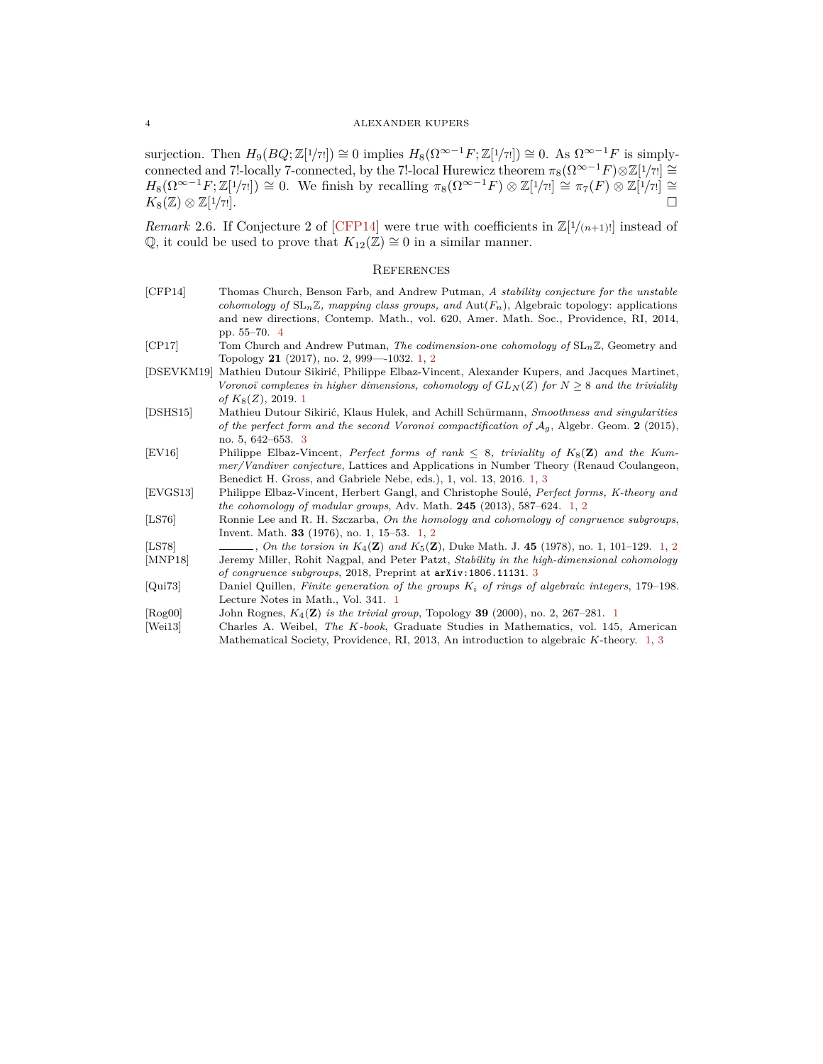surjection. Then $H_9(BQ;\mathbb{Z}[1/7!]) \cong 0$ implies $H_8(\Omega^{\infty-1}F;\mathbb{Z}[1/7!]) \cong 0$. As $\Omega^{\infty-1}F$ is simply-connected and 7!-locally 7-connected, by the 7!-local Hurewicz theorem $\pi_8(\Omega^{\infty-1}F)\otimes\mathbb{Z}[1/7!] \cong H_8(\Omega^{\infty-1}F;\mathbb{Z}[1/7!]) \cong 0$. We finish by recalling $\pi_8(\Omega^{\infty-1}F) \otimes \mathbb{Z}[1/7!] \cong \pi_7(F) \otimes \mathbb{Z}[1/7!] \cong K_8(\mathbb{Z}) \otimes \mathbb{Z}[1/7!]$. □

*Remark* 2.6. If Conjecture 2 of [CFP14] were true with coefficients in $\mathbb{Z}[1/(n+1)!]$ instead of $\mathbb{Q}$, it could be used to prove that $K_{12}(\mathbb{Z}) \cong 0$ in a similar manner.

## References

[CFP14] Thomas Church, Benson Farb, and Andrew Putman, *A stability conjecture for the unstable cohomology of* $\mathrm{SL}_n\mathbb{Z}$*, mapping class groups, and* $\mathrm{Aut}(F_n)$, Algebraic topology: applications and new directions, Contemp. Math., vol. 620, Amer. Math. Soc., Providence, RI, 2014, pp. 55–70. 4

[CP17] Tom Church and Andrew Putman, *The codimension-one cohomology of* $\mathrm{SL}_n\mathbb{Z}$, Geometry and Topology **21** (2017), no. 2, 999—-1032. 1, 2

[DSEVKM19] Mathieu Dutour Sikirić, Philippe Elbaz-Vincent, Alexander Kupers, and Jacques Martinet, *Voronoï complexes in higher dimensions, cohomology of* $GL_N(Z)$ *for* $N \geq 8$ *and the triviality of* $K_8(Z)$, 2019. 1

[DSHS15] Mathieu Dutour Sikirić, Klaus Hulek, and Achill Schürmann, *Smoothness and singularities of the perfect form and the second Voronoi compactification of* $\mathcal{A}_g$, Algebr. Geom. **2** (2015), no. 5, 642–653. 3

[EV16] Philippe Elbaz-Vincent, *Perfect forms of rank* $\leq 8$*, triviality of* $K_8(\mathbf{Z})$ *and the Kummer/Vandiver conjecture*, Lattices and Applications in Number Theory (Renaud Coulangeon, Benedict H. Gross, and Gabriele Nebe, eds.), 1, vol. 13, 2016. 1, 3

[EVGS13] Philippe Elbaz-Vincent, Herbert Gangl, and Christophe Soulé, *Perfect forms, K-theory and the cohomology of modular groups*, Adv. Math. **245** (2013), 587–624. 1, 2

[LS76] Ronnie Lee and R. H. Szczarba, *On the homology and cohomology of congruence subgroups*, Invent. Math. **33** (1976), no. 1, 15–53. 1, 2

[LS78] ———, *On the torsion in* $K_4(\mathbf{Z})$ *and* $K_5(\mathbf{Z})$, Duke Math. J. **45** (1978), no. 1, 101–129. 1, 2

[MNP18] Jeremy Miller, Rohit Nagpal, and Peter Patzt, *Stability in the high-dimensional cohomology of congruence subgroups*, 2018, Preprint at `arXiv:1806.11131`. 3

[Qui73] Daniel Quillen, *Finite generation of the groups* $K_i$ *of rings of algebraic integers*, 179–198. Lecture Notes in Math., Vol. 341. 1

[Rog00] John Rognes, $K_4(\mathbf{Z})$ *is the trivial group*, Topology **39** (2000), no. 2, 267–281. 1

[Wei13] Charles A. Weibel, *The K-book*, Graduate Studies in Mathematics, vol. 145, American Mathematical Society, Providence, RI, 2013, An introduction to algebraic $K$-theory. 1, 3